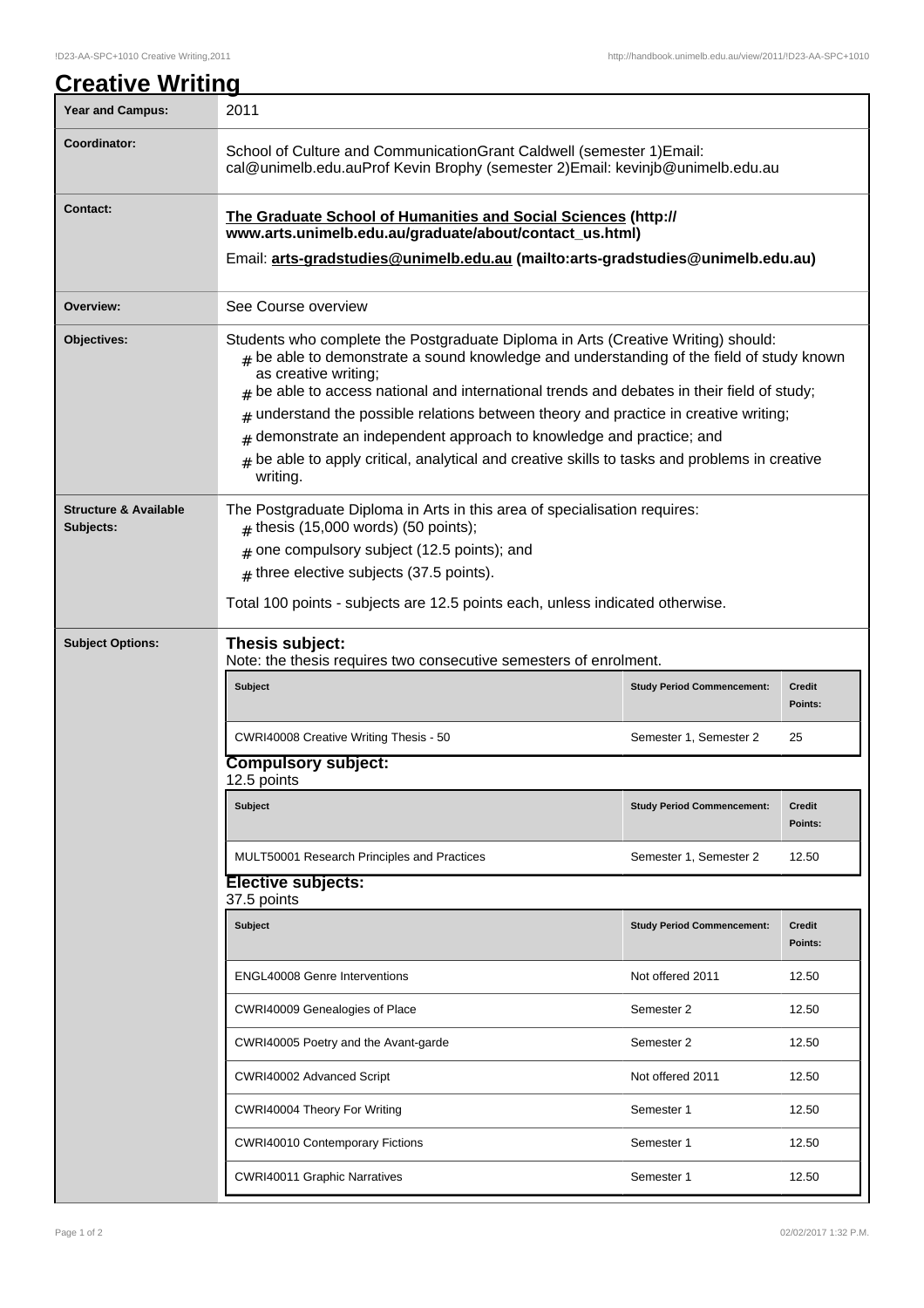# Creative Writing

| | |
|---|---|
| **Year and Campus:** | 2011 |
| **Coordinator:** | School of Culture and CommunicationGrant Caldwell (semester 1)Email: cal@unimelb.edu.auProf Kevin Brophy (semester 2)Email: kevinjb@unimelb.edu.au |
| **Contact:** | **The Graduate School of Humanities and Social Sciences (http:// www.arts.unimelb.edu.au/graduate/about/contact_us.html)**<br>Email: **arts-gradstudies@unimelb.edu.au (mailto:arts-gradstudies@unimelb.edu.au)** |
| **Overview:** | See Course overview |
| **Objectives:** | Students who complete the Postgraduate Diploma in Arts (Creative Writing) should:<br># be able to demonstrate a sound knowledge and understanding of the field of study known as creative writing;<br># be able to access national and international trends and debates in their field of study;<br># understand the possible relations between theory and practice in creative writing;<br># demonstrate an independent approach to knowledge and practice; and<br># be able to apply critical, analytical and creative skills to tasks and problems in creative writing. |
| **Structure & Available Subjects:** | The Postgraduate Diploma in Arts in this area of specialisation requires:<br># thesis (15,000 words) (50 points);<br># one compulsory subject (12.5 points); and<br># three elective subjects (37.5 points).<br>Total 100 points - subjects are 12.5 points each, unless indicated otherwise. |

## Subject Options:

### Thesis subject:

Note: the thesis requires two consecutive semesters of enrolment.

| Subject | Study Period Commencement: | Credit Points: |
|---|---|---|
| CWRI40008 Creative Writing Thesis - 50 | Semester 1, Semester 2 | 25 |

### Compulsory subject:

12.5 points

| Subject | Study Period Commencement: | Credit Points: |
|---|---|---|
| MULT50001 Research Principles and Practices | Semester 1, Semester 2 | 12.50 |

### Elective subjects:

37.5 points

| Subject | Study Period Commencement: | Credit Points: |
|---|---|---|
| ENGL40008 Genre Interventions | Not offered 2011 | 12.50 |
| CWRI40009 Genealogies of Place | Semester 2 | 12.50 |
| CWRI40005 Poetry and the Avant-garde | Semester 2 | 12.50 |
| CWRI40002 Advanced Script | Not offered 2011 | 12.50 |
| CWRI40004 Theory For Writing | Semester 1 | 12.50 |
| CWRI40010 Contemporary Fictions | Semester 1 | 12.50 |
| CWRI40011 Graphic Narratives | Semester 1 | 12.50 |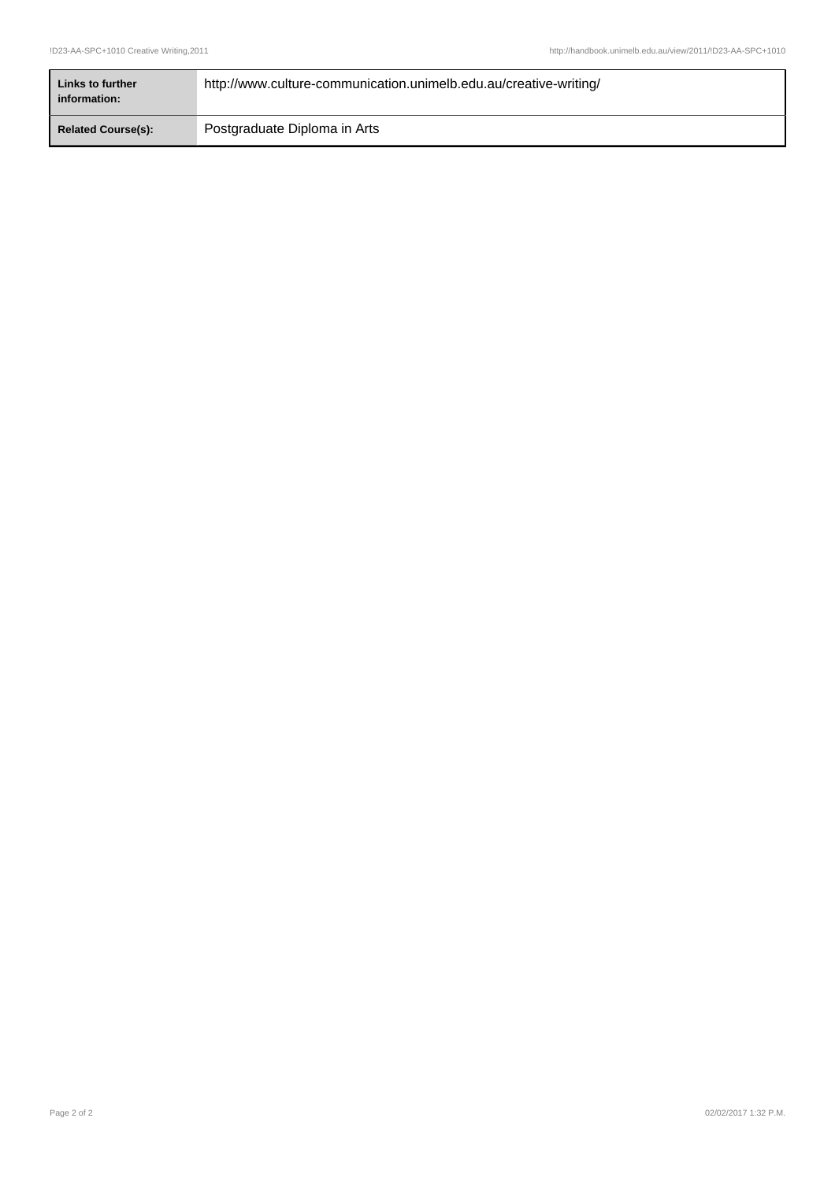| | |
|---|---|
| **Links to further information:** | http://www.culture-communication.unimelb.edu.au/creative-writing/ |
| **Related Course(s):** | Postgraduate Diploma in Arts |